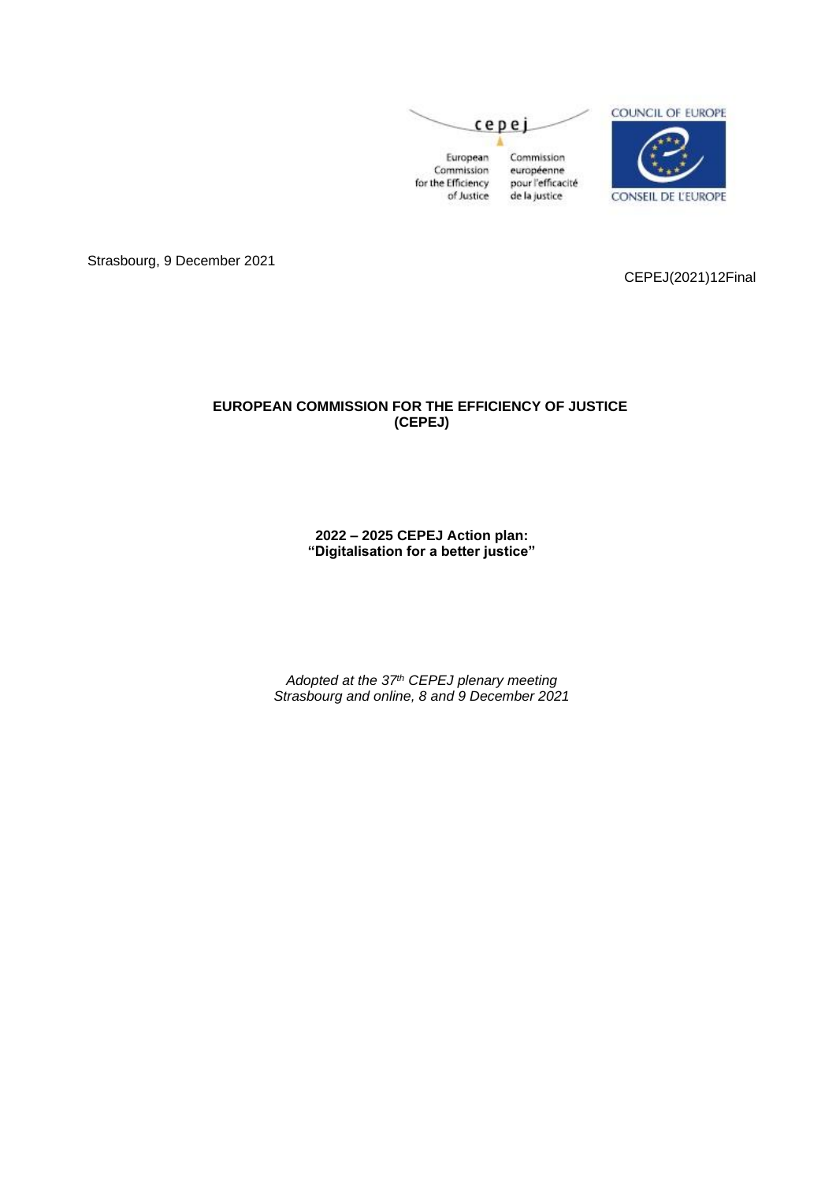cepej

European Commission for the Efficiency of Justice

Commission européenne pour l'efficacité de la justice

COUNCIL OF EUROPE

CONSEIL DE L'EUROPE

Strasbourg, 9 December 2021

CEPEJ(2021)12Final

**EUROPEAN COMMISSION FOR THE EFFICIENCY OF JUSTICE (CEPEJ)**

**2022 – 2025 CEPEJ Action plan: "Digitalisation for a better justice"**

*Adopted at the 37th CEPEJ plenary meeting*
*Strasbourg and online, 8 and 9 December 2021*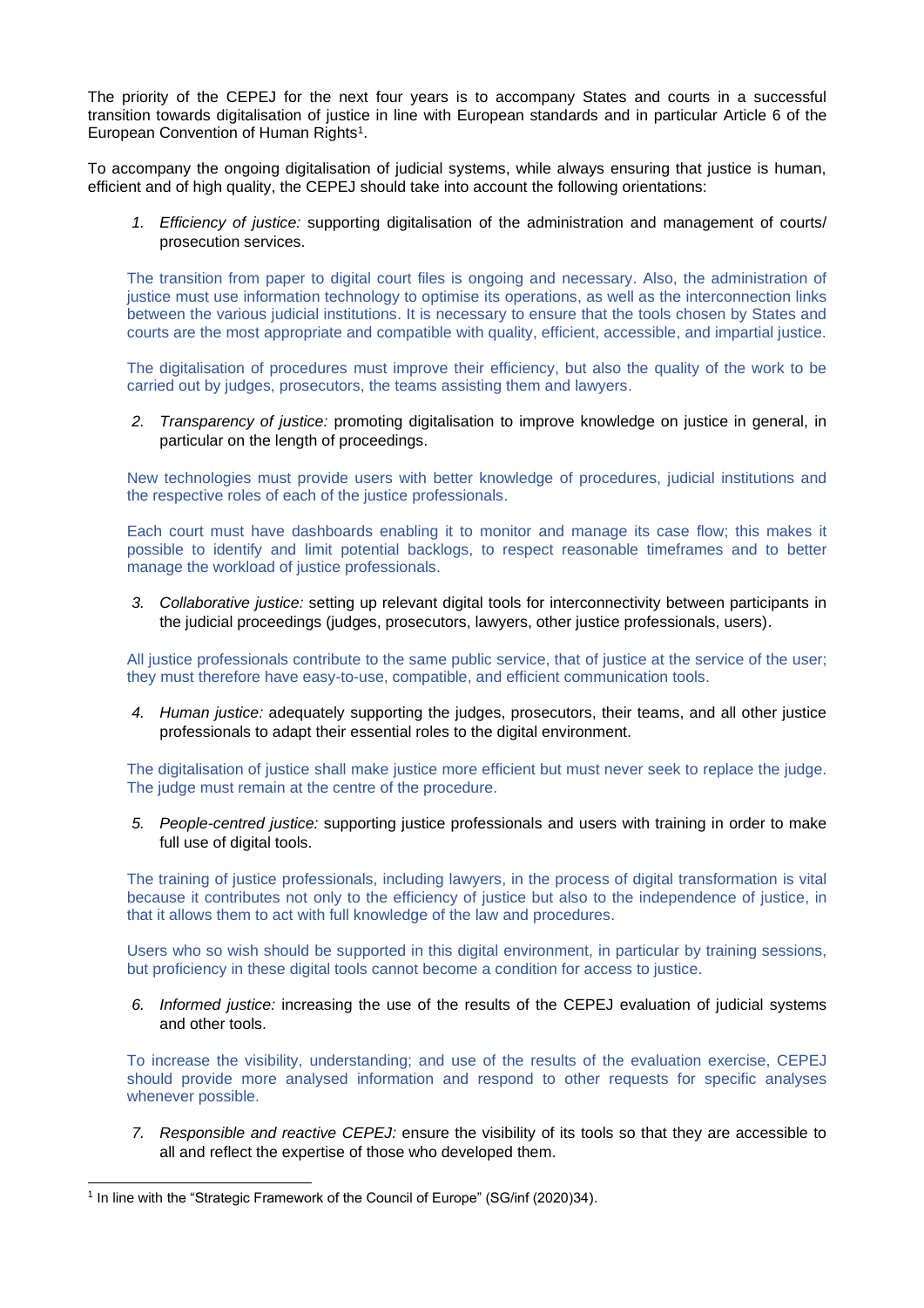The priority of the CEPEJ for the next four years is to accompany States and courts in a successful transition towards digitalisation of justice in line with European standards and in particular Article 6 of the European Convention of Human Rights[1].

To accompany the ongoing digitalisation of judicial systems, while always ensuring that justice is human, efficient and of high quality, the CEPEJ should take into account the following orientations:

1. *Efficiency of justice:* supporting digitalisation of the administration and management of courts/ prosecution services.

The transition from paper to digital court files is ongoing and necessary. Also, the administration of justice must use information technology to optimise its operations, as well as the interconnection links between the various judicial institutions. It is necessary to ensure that the tools chosen by States and courts are the most appropriate and compatible with quality, efficient, accessible, and impartial justice.

The digitalisation of procedures must improve their efficiency, but also the quality of the work to be carried out by judges, prosecutors, the teams assisting them and lawyers.

2. *Transparency of justice:* promoting digitalisation to improve knowledge on justice in general, in particular on the length of proceedings.

New technologies must provide users with better knowledge of procedures, judicial institutions and the respective roles of each of the justice professionals.

Each court must have dashboards enabling it to monitor and manage its case flow; this makes it possible to identify and limit potential backlogs, to respect reasonable timeframes and to better manage the workload of justice professionals.

3. *Collaborative justice:* setting up relevant digital tools for interconnectivity between participants in the judicial proceedings (judges, prosecutors, lawyers, other justice professionals, users).

All justice professionals contribute to the same public service, that of justice at the service of the user; they must therefore have easy-to-use, compatible, and efficient communication tools.

4. *Human justice:* adequately supporting the judges, prosecutors, their teams, and all other justice professionals to adapt their essential roles to the digital environment.

The digitalisation of justice shall make justice more efficient but must never seek to replace the judge. The judge must remain at the centre of the procedure.

5. *People-centred justice:* supporting justice professionals and users with training in order to make full use of digital tools.

The training of justice professionals, including lawyers, in the process of digital transformation is vital because it contributes not only to the efficiency of justice but also to the independence of justice, in that it allows them to act with full knowledge of the law and procedures.

Users who so wish should be supported in this digital environment, in particular by training sessions, but proficiency in these digital tools cannot become a condition for access to justice.

6. *Informed justice:* increasing the use of the results of the CEPEJ evaluation of judicial systems and other tools.

To increase the visibility, understanding; and use of the results of the evaluation exercise, CEPEJ should provide more analysed information and respond to other requests for specific analyses whenever possible.

7. *Responsible and reactive CEPEJ:* ensure the visibility of its tools so that they are accessible to all and reflect the expertise of those who developed them.

---

[1] In line with the "Strategic Framework of the Council of Europe" (SG/inf (2020)34).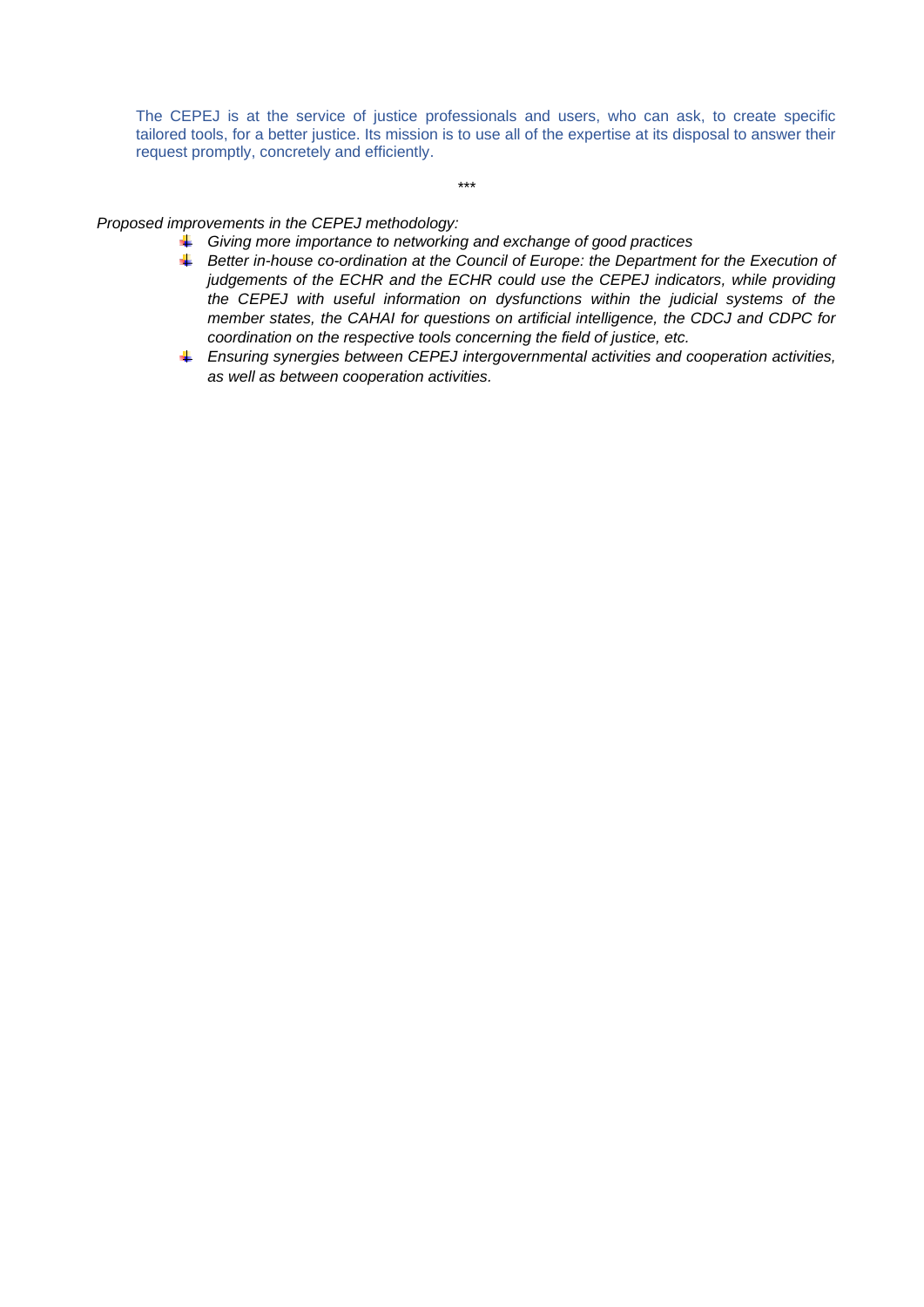The CEPEJ is at the service of justice professionals and users, who can ask, to create specific tailored tools, for a better justice. Its mission is to use all of the expertise at its disposal to answer their request promptly, concretely and efficiently.

***

*Proposed improvements in the CEPEJ methodology:*

- *Giving more importance to networking and exchange of good practices*
- *Better in-house co-ordination at the Council of Europe: the Department for the Execution of judgements of the ECHR and the ECHR could use the CEPEJ indicators, while providing the CEPEJ with useful information on dysfunctions within the judicial systems of the member states, the CAHAI for questions on artificial intelligence, the CDCJ and CDPC for coordination on the respective tools concerning the field of justice, etc.*
- *Ensuring synergies between CEPEJ intergovernmental activities and cooperation activities, as well as between cooperation activities.*